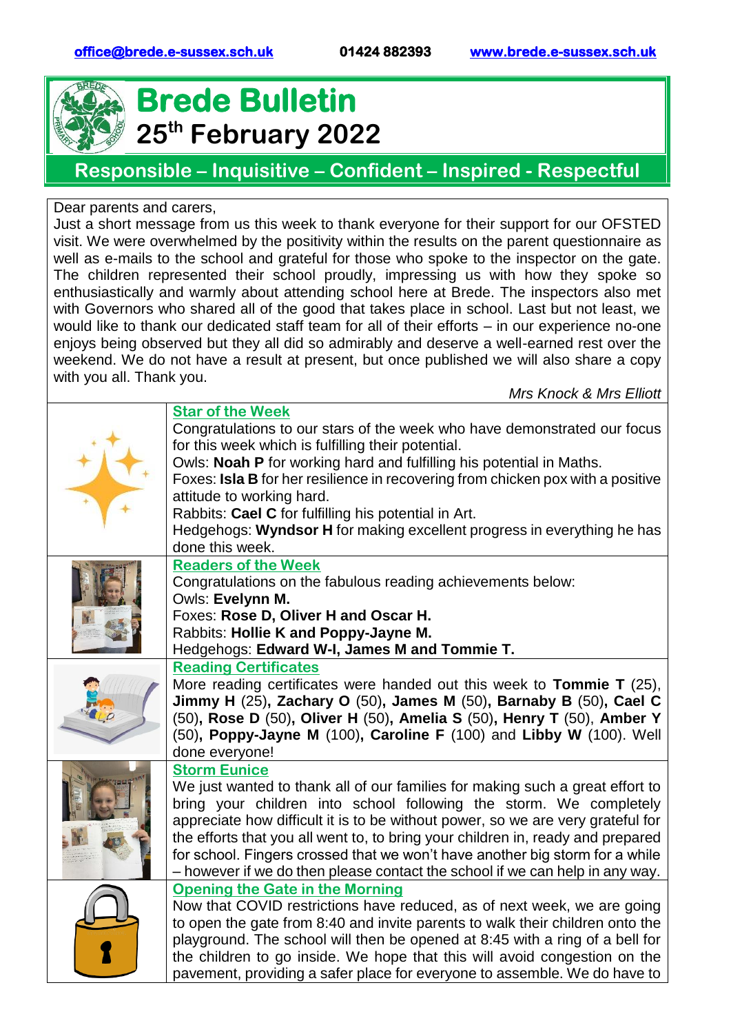office@brede.e-sussex.sch.uk 01424 882393 www.brede.e-sussex.sch.uk

# Brede Bulletin

## 25th February 2022

**Responsible – Inquisitive – Confident – Inspired - Respectful**

Dear parents and carers,

Just a short message from us this week to thank everyone for their support for our OFSTED visit. We were overwhelmed by the positivity within the results on the parent questionnaire as well as e-mails to the school and grateful for those who spoke to the inspector on the gate. The children represented their school proudly, impressing us with how they spoke so enthusiastically and warmly about attending school here at Brede. The inspectors also met with Governors who shared all of the good that takes place in school. Last but not least, we would like to thank our dedicated staff team for all of their efforts – in our experience no-one enjoys being observed but they all did so admirably and deserve a well-earned rest over the weekend. We do not have a result at present, but once published we will also share a copy with you all. Thank you.

*Mrs Knock & Mrs Elliott*

### Star of the Week

Congratulations to our stars of the week who have demonstrated our focus for this week which is fulfilling their potential.

Owls: **Noah P** for working hard and fulfilling his potential in Maths.

Foxes: **Isla B** for her resilience in recovering from chicken pox with a positive attitude to working hard.

Rabbits: **Cael C** for fulfilling his potential in Art.

Hedgehogs: **Wyndsor H** for making excellent progress in everything he has done this week.

### Readers of the Week

Congratulations on the fabulous reading achievements below:

Owls: **Evelynn M.**

Foxes: **Rose D, Oliver H and Oscar H.**

Rabbits: **Hollie K and Poppy-Jayne M.**

Hedgehogs: **Edward W-I, James M and Tommie T.**

### Reading Certificates

More reading certificates were handed out this week to **Tommie T** (25), **Jimmy H** (25), **Zachary O** (50), **James M** (50), **Barnaby B** (50), **Cael C** (50), **Rose D** (50), **Oliver H** (50), **Amelia S** (50), **Henry T** (50), **Amber Y** (50), **Poppy-Jayne M** (100), **Caroline F** (100) and **Libby W** (100). Well done everyone!

### Storm Eunice

We just wanted to thank all of our families for making such a great effort to bring your children into school following the storm. We completely appreciate how difficult it is to be without power, so we are very grateful for the efforts that you all went to, to bring your children in, ready and prepared for school. Fingers crossed that we won't have another big storm for a while – however if we do then please contact the school if we can help in any way.

### Opening the Gate in the Morning

Now that COVID restrictions have reduced, as of next week, we are going to open the gate from 8:40 and invite parents to walk their children onto the playground. The school will then be opened at 8:45 with a ring of a bell for the children to go inside. We hope that this will avoid congestion on the pavement, providing a safer place for everyone to assemble. We do have to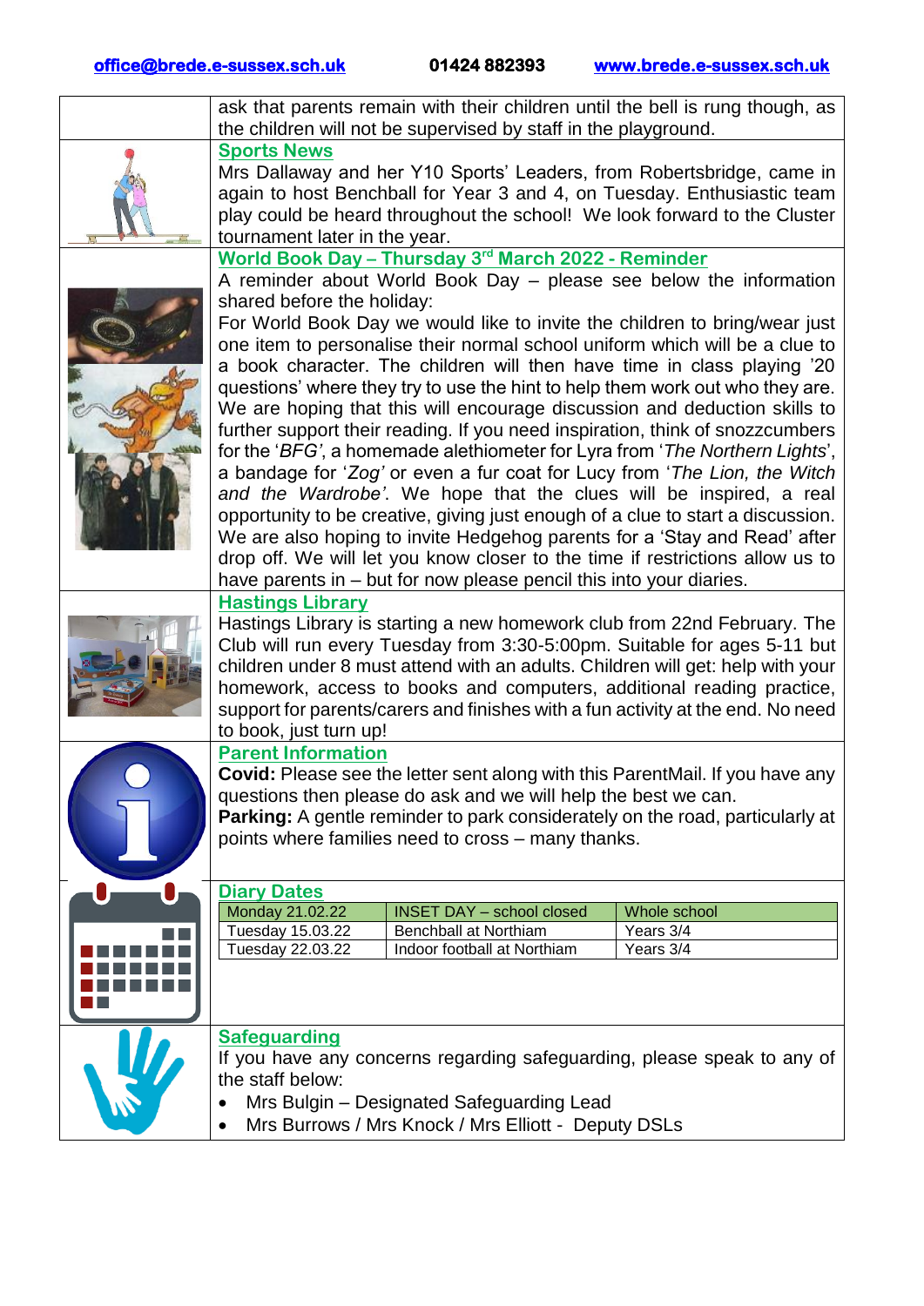ask that parents remain with their children until the bell is rung though, as the children will not be supervised by staff in the playground.

## Sports News

Mrs Dallaway and her Y10 Sports' Leaders, from Robertsbridge, came in again to host Benchball for Year 3 and 4, on Tuesday. Enthusiastic team play could be heard throughout the school! We look forward to the Cluster tournament later in the year.

## World Book Day – Thursday 3rd March 2022 - Reminder

A reminder about World Book Day – please see below the information shared before the holiday:

For World Book Day we would like to invite the children to bring/wear just one item to personalise their normal school uniform which will be a clue to a book character. The children will then have time in class playing '20 questions' where they try to use the hint to help them work out who they are. We are hoping that this will encourage discussion and deduction skills to further support their reading. If you need inspiration, think of snozzcumbers for the '*BFG'*, a homemade alethiometer for Lyra from '*The Northern Lights*', a bandage for '*Zog'* or even a fur coat for Lucy from '*The Lion, the Witch and the Wardrobe'*. We hope that the clues will be inspired, a real opportunity to be creative, giving just enough of a clue to start a discussion. We are also hoping to invite Hedgehog parents for a 'Stay and Read' after drop off. We will let you know closer to the time if restrictions allow us to have parents in – but for now please pencil this into your diaries.

## Hastings Library

Hastings Library is starting a new homework club from 22nd February. The Club will run every Tuesday from 3:30-5:00pm. Suitable for ages 5-11 but children under 8 must attend with an adults. Children will get: help with your homework, access to books and computers, additional reading practice, support for parents/carers and finishes with a fun activity at the end. No need to book, just turn up!

## Parent Information

**Covid:** Please see the letter sent along with this ParentMail. If you have any questions then please do ask and we will help the best we can.

**Parking:** A gentle reminder to park considerately on the road, particularly at points where families need to cross – many thanks.

## Diary Dates

| | | |
|---|---|---|
| Monday 21.02.22 | INSET DAY – school closed | Whole school |
| Tuesday 15.03.22 | Benchball at Northiam | Years 3/4 |
| Tuesday 22.03.22 | Indoor football at Northiam | Years 3/4 |

## Safeguarding

If you have any concerns regarding safeguarding, please speak to any of the staff below:

- Mrs Bulgin – Designated Safeguarding Lead
- Mrs Burrows / Mrs Knock / Mrs Elliott - Deputy DSLs